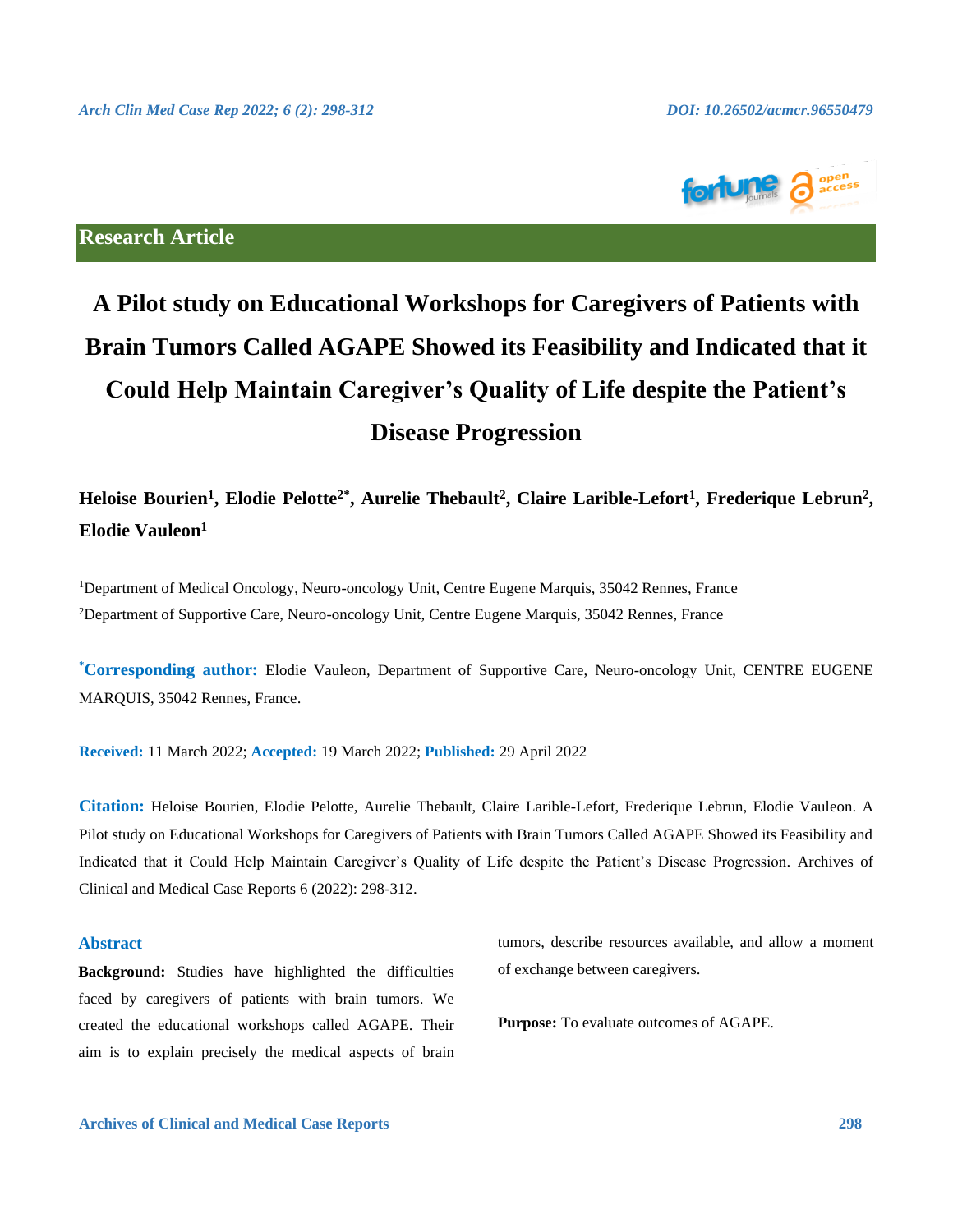**Research Article**

# A Pilot study on Educational Workshops for Caregivers of Patients with Brain Tumors Called AGAPE Showed its Feasibility and Indicated that it Could Help Maintain Caregiver's Quality of Life despite the Patient's Disease Progression

**Heloise Bourien[1], Elodie Pelotte[2*], Aurelie Thebault[2], Claire Larible-Lefort[1], Frederique Lebrun[2], Elodie Vauleon[1]**

[1]Department of Medical Oncology, Neuro-oncology Unit, Centre Eugene Marquis, 35042 Rennes, France

[2]Department of Supportive Care, Neuro-oncology Unit, Centre Eugene Marquis, 35042 Rennes, France

**[*]Corresponding author:** Elodie Vauleon, Department of Supportive Care, Neuro-oncology Unit, CENTRE EUGENE MARQUIS, 35042 Rennes, France.

**Received:** 11 March 2022; **Accepted:** 19 March 2022; **Published:** 29 April 2022

**Citation:** Heloise Bourien, Elodie Pelotte, Aurelie Thebault, Claire Larible-Lefort, Frederique Lebrun, Elodie Vauleon. A Pilot study on Educational Workshops for Caregivers of Patients with Brain Tumors Called AGAPE Showed its Feasibility and Indicated that it Could Help Maintain Caregiver's Quality of Life despite the Patient's Disease Progression. Archives of Clinical and Medical Case Reports 6 (2022): 298-312.

## Abstract

**Background:** Studies have highlighted the difficulties faced by caregivers of patients with brain tumors. We created the educational workshops called AGAPE. Their aim is to explain precisely the medical aspects of brain tumors, describe resources available, and allow a moment of exchange between caregivers.

**Purpose:** To evaluate outcomes of AGAPE.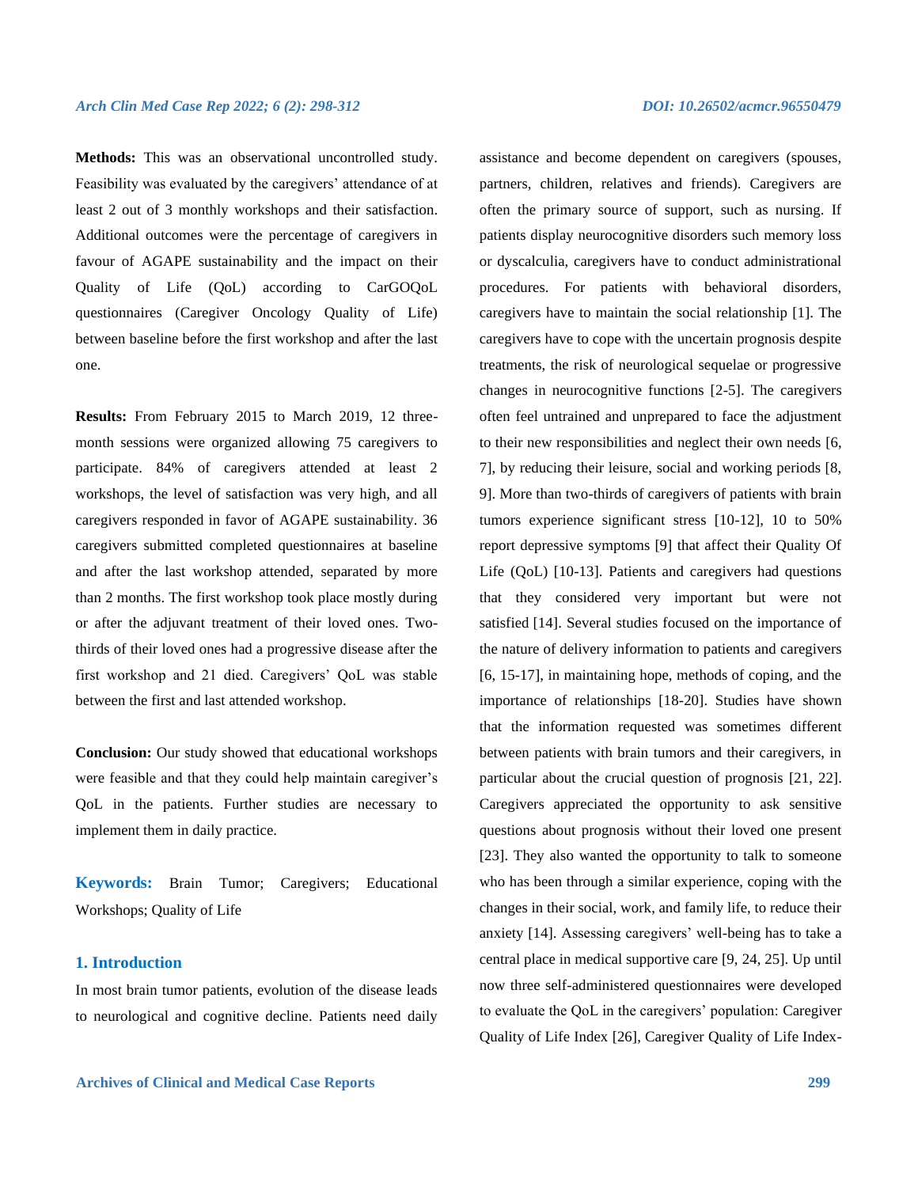**Methods:** This was an observational uncontrolled study. Feasibility was evaluated by the caregivers' attendance of at least 2 out of 3 monthly workshops and their satisfaction. Additional outcomes were the percentage of caregivers in favour of AGAPE sustainability and the impact on their Quality of Life (QoL) according to CarGOQoL questionnaires (Caregiver Oncology Quality of Life) between baseline before the first workshop and after the last one.

**Results:** From February 2015 to March 2019, 12 three-month sessions were organized allowing 75 caregivers to participate. 84% of caregivers attended at least 2 workshops, the level of satisfaction was very high, and all caregivers responded in favor of AGAPE sustainability. 36 caregivers submitted completed questionnaires at baseline and after the last workshop attended, separated by more than 2 months. The first workshop took place mostly during or after the adjuvant treatment of their loved ones. Two-thirds of their loved ones had a progressive disease after the first workshop and 21 died. Caregivers' QoL was stable between the first and last attended workshop.

**Conclusion:** Our study showed that educational workshops were feasible and that they could help maintain caregiver's QoL in the patients. Further studies are necessary to implement them in daily practice.

**Keywords:** Brain Tumor; Caregivers; Educational Workshops; Quality of Life

## 1. Introduction

In most brain tumor patients, evolution of the disease leads to neurological and cognitive decline. Patients need daily assistance and become dependent on caregivers (spouses, partners, children, relatives and friends). Caregivers are often the primary source of support, such as nursing. If patients display neurocognitive disorders such memory loss or dyscalculia, caregivers have to conduct administrational procedures. For patients with behavioral disorders, caregivers have to maintain the social relationship [1]. The caregivers have to cope with the uncertain prognosis despite treatments, the risk of neurological sequelae or progressive changes in neurocognitive functions [2-5]. The caregivers often feel untrained and unprepared to face the adjustment to their new responsibilities and neglect their own needs [6, 7], by reducing their leisure, social and working periods [8, 9]. More than two-thirds of caregivers of patients with brain tumors experience significant stress [10-12], 10 to 50% report depressive symptoms [9] that affect their Quality Of Life (QoL) [10-13]. Patients and caregivers had questions that they considered very important but were not satisfied [14]. Several studies focused on the importance of the nature of delivery information to patients and caregivers [6, 15-17], in maintaining hope, methods of coping, and the importance of relationships [18-20]. Studies have shown that the information requested was sometimes different between patients with brain tumors and their caregivers, in particular about the crucial question of prognosis [21, 22]. Caregivers appreciated the opportunity to ask sensitive questions about prognosis without their loved one present [23]. They also wanted the opportunity to talk to someone who has been through a similar experience, coping with the changes in their social, work, and family life, to reduce their anxiety [14]. Assessing caregivers' well-being has to take a central place in medical supportive care [9, 24, 25]. Up until now three self-administered questionnaires were developed to evaluate the QoL in the caregivers' population: Caregiver Quality of Life Index [26], Caregiver Quality of Life Index-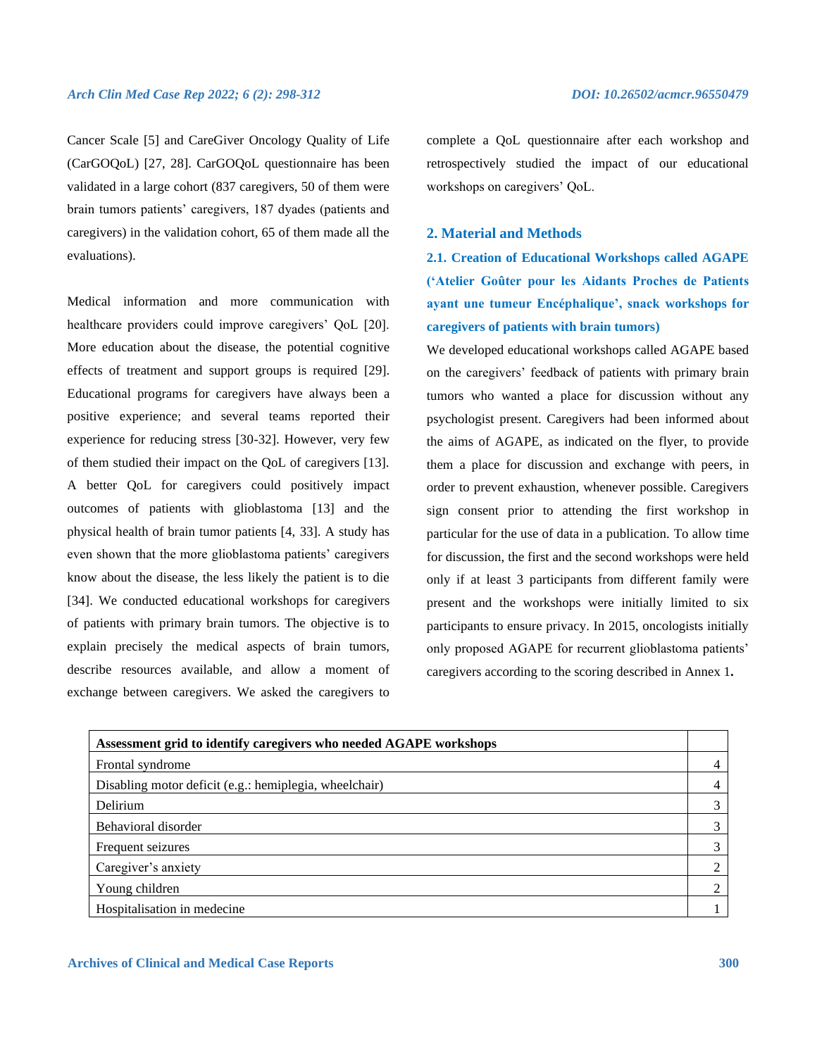Cancer Scale [5] and CareGiver Oncology Quality of Life (CarGOQoL) [27, 28]. CarGOQoL questionnaire has been validated in a large cohort (837 caregivers, 50 of them were brain tumors patients' caregivers, 187 dyades (patients and caregivers) in the validation cohort, 65 of them made all the evaluations).

Medical information and more communication with healthcare providers could improve caregivers' QoL [20]. More education about the disease, the potential cognitive effects of treatment and support groups is required [29]. Educational programs for caregivers have always been a positive experience; and several teams reported their experience for reducing stress [30-32]. However, very few of them studied their impact on the QoL of caregivers [13]. A better QoL for caregivers could positively impact outcomes of patients with glioblastoma [13] and the physical health of brain tumor patients [4, 33]. A study has even shown that the more glioblastoma patients' caregivers know about the disease, the less likely the patient is to die [34]. We conducted educational workshops for caregivers of patients with primary brain tumors. The objective is to explain precisely the medical aspects of brain tumors, describe resources available, and allow a moment of exchange between caregivers. We asked the caregivers to complete a QoL questionnaire after each workshop and retrospectively studied the impact of our educational workshops on caregivers' QoL.

## 2. Material and Methods

### 2.1. Creation of Educational Workshops called AGAPE ('Atelier Goûter pour les Aidants Proches de Patients ayant une tumeur Encéphalique', snack workshops for caregivers of patients with brain tumors)

We developed educational workshops called AGAPE based on the caregivers' feedback of patients with primary brain tumors who wanted a place for discussion without any psychologist present. Caregivers had been informed about the aims of AGAPE, as indicated on the flyer, to provide them a place for discussion and exchange with peers, in order to prevent exhaustion, whenever possible. Caregivers sign consent prior to attending the first workshop in particular for the use of data in a publication. To allow time for discussion, the first and the second workshops were held only if at least 3 participants from different family were present and the workshops were initially limited to six participants to ensure privacy. In 2015, oncologists initially only proposed AGAPE for recurrent glioblastoma patients' caregivers according to the scoring described in Annex 1**.**

| **Assessment grid to identify caregivers who needed AGAPE workshops** | |
|---|---|
| Frontal syndrome | 4 |
| Disabling motor deficit (e.g.: hemiplegia, wheelchair) | 4 |
| Delirium | 3 |
| Behavioral disorder | 3 |
| Frequent seizures | 3 |
| Caregiver's anxiety | 2 |
| Young children | 2 |
| Hospitalisation in medecine | 1 |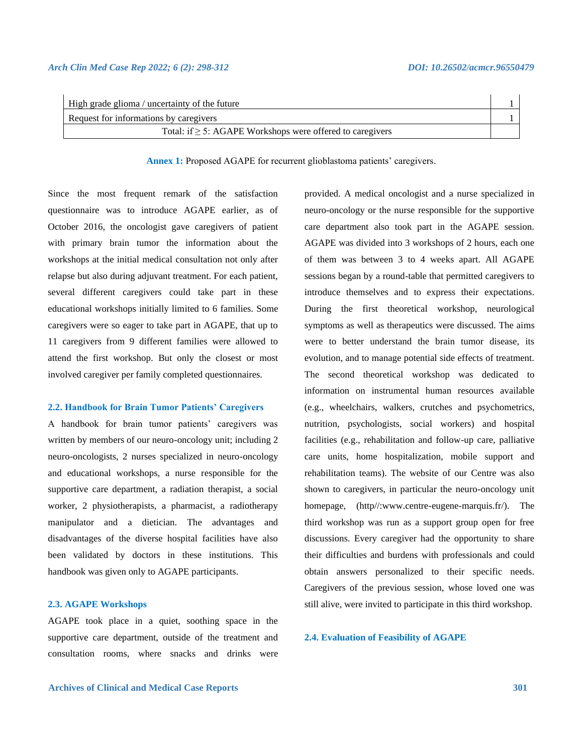| High grade glioma / uncertainty of the future | 1 |
|---|---|
| Request for informations by caregivers | 1 |
| Total: if ≥ 5: AGAPE Workshops were offered to caregivers | |

**Annex 1:** Proposed AGAPE for recurrent glioblastoma patients' caregivers.

Since the most frequent remark of the satisfaction questionnaire was to introduce AGAPE earlier, as of October 2016, the oncologist gave caregivers of patient with primary brain tumor the information about the workshops at the initial medical consultation not only after relapse but also during adjuvant treatment. For each patient, several different caregivers could take part in these educational workshops initially limited to 6 families. Some caregivers were so eager to take part in AGAPE, that up to 11 caregivers from 9 different families were allowed to attend the first workshop. But only the closest or most involved caregiver per family completed questionnaires.

### 2.2. Handbook for Brain Tumor Patients' Caregivers

A handbook for brain tumor patients' caregivers was written by members of our neuro-oncology unit; including 2 neuro-oncologists, 2 nurses specialized in neuro-oncology and educational workshops, a nurse responsible for the supportive care department, a radiation therapist, a social worker, 2 physiotherapists, a pharmacist, a radiotherapy manipulator and a dietician. The advantages and disadvantages of the diverse hospital facilities have also been validated by doctors in these institutions. This handbook was given only to AGAPE participants.

### 2.3. AGAPE Workshops

AGAPE took place in a quiet, soothing space in the supportive care department, outside of the treatment and consultation rooms, where snacks and drinks were provided. A medical oncologist and a nurse specialized in neuro-oncology or the nurse responsible for the supportive care department also took part in the AGAPE session. AGAPE was divided into 3 workshops of 2 hours, each one of them was between 3 to 4 weeks apart. All AGAPE sessions began by a round-table that permitted caregivers to introduce themselves and to express their expectations. During the first theoretical workshop, neurological symptoms as well as therapeutics were discussed. The aims were to better understand the brain tumor disease, its evolution, and to manage potential side effects of treatment. The second theoretical workshop was dedicated to information on instrumental human resources available (e.g., wheelchairs, walkers, crutches and psychometrics, nutrition, psychologists, social workers) and hospital facilities (e.g., rehabilitation and follow-up care, palliative care units, home hospitalization, mobile support and rehabilitation teams). The website of our Centre was also shown to caregivers, in particular the neuro-oncology unit homepage, (http//:www.centre-eugene-marquis.fr/). The third workshop was run as a support group open for free discussions. Every caregiver had the opportunity to share their difficulties and burdens with professionals and could obtain answers personalized to their specific needs. Caregivers of the previous session, whose loved one was still alive, were invited to participate in this third workshop.

### 2.4. Evaluation of Feasibility of AGAPE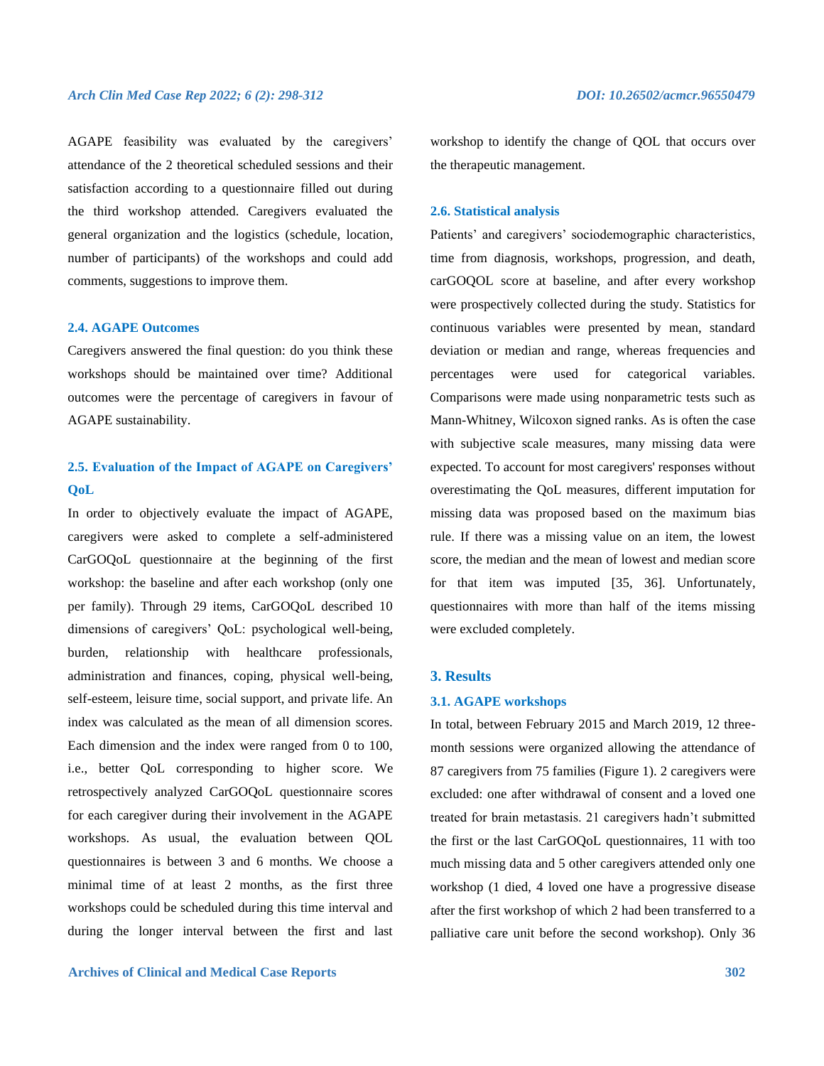AGAPE feasibility was evaluated by the caregivers' attendance of the 2 theoretical scheduled sessions and their satisfaction according to a questionnaire filled out during the third workshop attended. Caregivers evaluated the general organization and the logistics (schedule, location, number of participants) of the workshops and could add comments, suggestions to improve them.

### 2.4. AGAPE Outcomes

Caregivers answered the final question: do you think these workshops should be maintained over time? Additional outcomes were the percentage of caregivers in favour of AGAPE sustainability.

### 2.5. Evaluation of the Impact of AGAPE on Caregivers' QoL

In order to objectively evaluate the impact of AGAPE, caregivers were asked to complete a self-administered CarGOQoL questionnaire at the beginning of the first workshop: the baseline and after each workshop (only one per family). Through 29 items, CarGOQoL described 10 dimensions of caregivers' QoL: psychological well-being, burden, relationship with healthcare professionals, administration and finances, coping, physical well-being, self-esteem, leisure time, social support, and private life. An index was calculated as the mean of all dimension scores. Each dimension and the index were ranged from 0 to 100, i.e., better QoL corresponding to higher score. We retrospectively analyzed CarGOQoL questionnaire scores for each caregiver during their involvement in the AGAPE workshops. As usual, the evaluation between QOL questionnaires is between 3 and 6 months. We choose a minimal time of at least 2 months, as the first three workshops could be scheduled during this time interval and during the longer interval between the first and last workshop to identify the change of QOL that occurs over the therapeutic management.

### 2.6. Statistical analysis

Patients' and caregivers' sociodemographic characteristics, time from diagnosis, workshops, progression, and death, carGOQOL score at baseline, and after every workshop were prospectively collected during the study. Statistics for continuous variables were presented by mean, standard deviation or median and range, whereas frequencies and percentages were used for categorical variables. Comparisons were made using nonparametric tests such as Mann-Whitney, Wilcoxon signed ranks. As is often the case with subjective scale measures, many missing data were expected. To account for most caregivers' responses without overestimating the QoL measures, different imputation for missing data was proposed based on the maximum bias rule. If there was a missing value on an item, the lowest score, the median and the mean of lowest and median score for that item was imputed [35, 36]. Unfortunately, questionnaires with more than half of the items missing were excluded completely.

## 3. Results

### 3.1. AGAPE workshops

In total, between February 2015 and March 2019, 12 three-month sessions were organized allowing the attendance of 87 caregivers from 75 families (Figure 1). 2 caregivers were excluded: one after withdrawal of consent and a loved one treated for brain metastasis. 21 caregivers hadn't submitted the first or the last CarGOQoL questionnaires, 11 with too much missing data and 5 other caregivers attended only one workshop (1 died, 4 loved one have a progressive disease after the first workshop of which 2 had been transferred to a palliative care unit before the second workshop). Only 36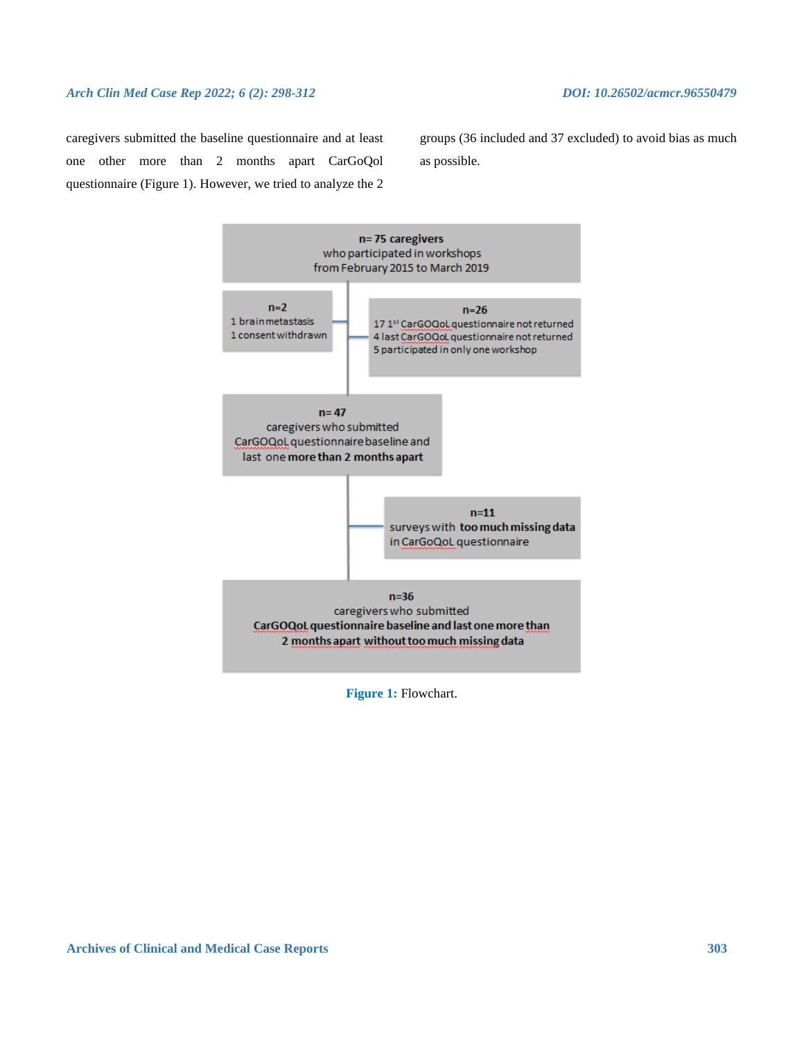caregivers submitted the baseline questionnaire and at least one other more than 2 months apart CarGoQol questionnaire (Figure 1). However, we tried to analyze the 2 groups (36 included and 37 excluded) to avoid bias as much as possible.

**n= 75 caregivers**
who participated in workshops
from February 2015 to March 2019

**n=2**
1 brain metastasis
1 consent withdrawn

**n=26**
17 1st CarGOQoL questionnaire not returned
4 last CarGOQoL questionnaire not returned
5 participated in only one workshop

**n= 47**
caregivers who submitted
CarGOQoL questionnaire baseline and
last one **more than 2 months apart**

**n=11**
surveys with **too much missing data**
in CarGoQoL questionnaire

**n=36**
caregivers who submitted
**CarGOQoL questionnaire baseline and last one more than 2 months apart without too much missing data**

**Figure 1:** Flowchart.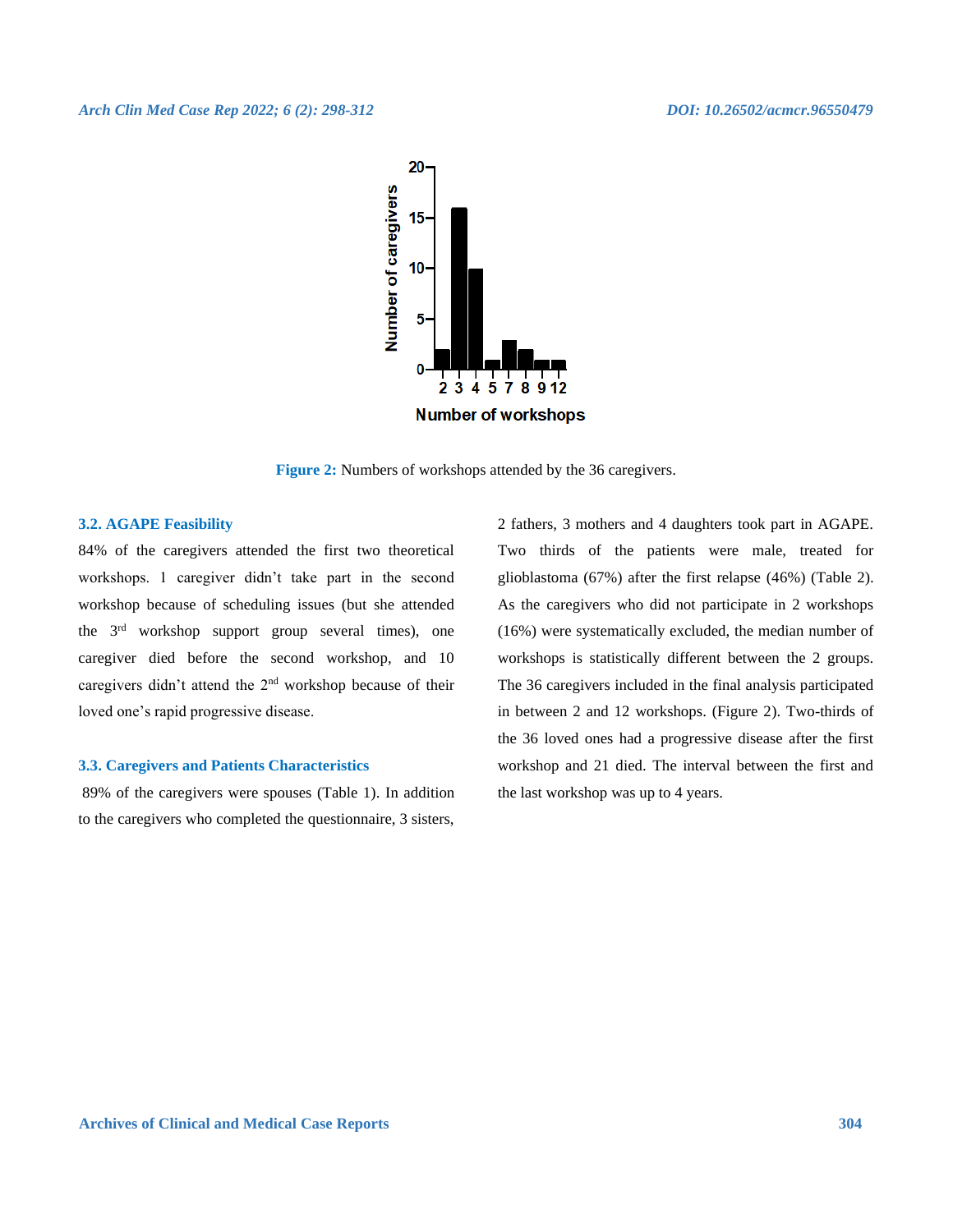Figure 2: Numbers of workshops attended by the 36 caregivers.

### 3.2. AGAPE Feasibility

84% of the caregivers attended the first two theoretical workshops. 1 caregiver didn't take part in the second workshop because of scheduling issues (but she attended the 3rd workshop support group several times), one caregiver died before the second workshop, and 10 caregivers didn't attend the 2nd workshop because of their loved one's rapid progressive disease.

### 3.3. Caregivers and Patients Characteristics

89% of the caregivers were spouses (Table 1). In addition to the caregivers who completed the questionnaire, 3 sisters, 2 fathers, 3 mothers and 4 daughters took part in AGAPE. Two thirds of the patients were male, treated for glioblastoma (67%) after the first relapse (46%) (Table 2). As the caregivers who did not participate in 2 workshops (16%) were systematically excluded, the median number of workshops is statistically different between the 2 groups. The 36 caregivers included in the final analysis participated in between 2 and 12 workshops. (Figure 2). Two-thirds of the 36 loved ones had a progressive disease after the first workshop and 21 died. The interval between the first and the last workshop was up to 4 years.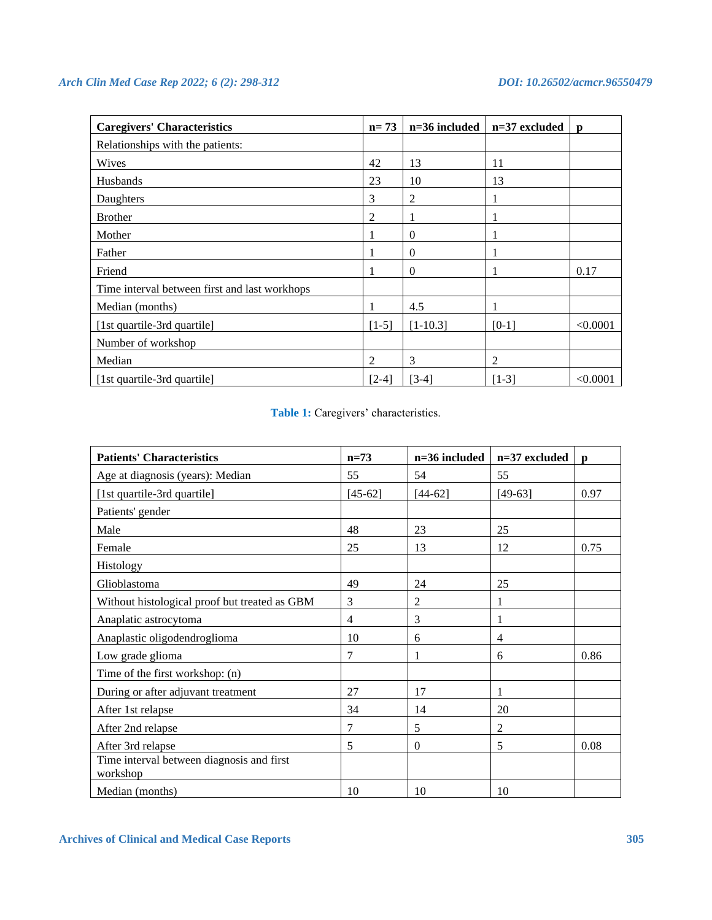| Caregivers' Characteristics | n= 73 | n=36 included | n=37 excluded | p |
|---|---|---|---|---|
| Relationships with the patients: | | | | |
| Wives | 42 | 13 | 11 | |
| Husbands | 23 | 10 | 13 | |
| Daughters | 3 | 2 | 1 | |
| Brother | 2 | 1 | 1 | |
| Mother | 1 | 0 | 1 | |
| Father | 1 | 0 | 1 | |
| Friend | 1 | 0 | 1 | 0.17 |
| Time interval between first and last workhops | | | | |
| Median (months) | 1 | 4.5 | 1 | |
| [1st quartile-3rd quartile] | [1-5] | [1-10.3] | [0-1] | <0.0001 |
| Number of workshop | | | | |
| Median | 2 | 3 | 2 | |
| [1st quartile-3rd quartile] | [2-4] | [3-4] | [1-3] | <0.0001 |

**Table 1:** Caregivers' characteristics.

| Patients' Characteristics | n=73 | n=36 included | n=37 excluded | p |
|---|---|---|---|---|
| Age at diagnosis (years): Median | 55 | 54 | 55 | |
| [1st quartile-3rd quartile] | [45-62] | [44-62] | [49-63] | 0.97 |
| Patients' gender | | | | |
| Male | 48 | 23 | 25 | |
| Female | 25 | 13 | 12 | 0.75 |
| Histology | | | | |
| Glioblastoma | 49 | 24 | 25 | |
| Without histological proof but treated as GBM | 3 | 2 | 1 | |
| Anaplatic astrocytoma | 4 | 3 | 1 | |
| Anaplastic oligodendroglioma | 10 | 6 | 4 | |
| Low grade glioma | 7 | 1 | 6 | 0.86 |
| Time of the first workshop: (n) | | | | |
| During or after adjuvant treatment | 27 | 17 | 1 | |
| After 1st relapse | 34 | 14 | 20 | |
| After 2nd relapse | 7 | 5 | 2 | |
| After 3rd relapse | 5 | 0 | 5 | 0.08 |
| Time interval between diagnosis and first workshop | | | | |
| Median (months) | 10 | 10 | 10 | |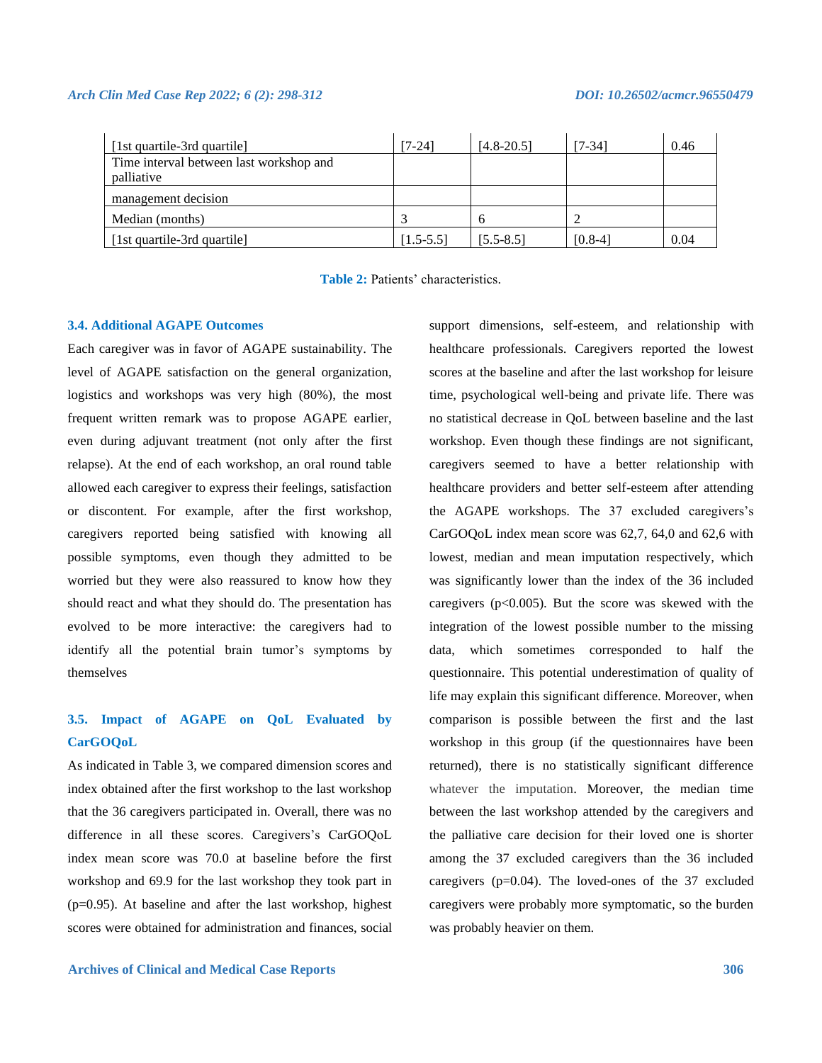| | | | | |
|---|---|---|---|---|
| [1st quartile-3rd quartile] | [7-24] | [4.8-20.5] | [7-34] | 0.46 |
| Time interval between last workshop and palliative | | | | |
| management decision | | | | |
| Median (months) | 3 | 6 | 2 | |
| [1st quartile-3rd quartile] | [1.5-5.5] | [5.5-8.5] | [0.8-4] | 0.04 |

**Table 2:** Patients' characteristics.

### 3.4. Additional AGAPE Outcomes

Each caregiver was in favor of AGAPE sustainability. The level of AGAPE satisfaction on the general organization, logistics and workshops was very high (80%), the most frequent written remark was to propose AGAPE earlier, even during adjuvant treatment (not only after the first relapse). At the end of each workshop, an oral round table allowed each caregiver to express their feelings, satisfaction or discontent. For example, after the first workshop, caregivers reported being satisfied with knowing all possible symptoms, even though they admitted to be worried but they were also reassured to know how they should react and what they should do. The presentation has evolved to be more interactive: the caregivers had to identify all the potential brain tumor's symptoms by themselves

### 3.5. Impact of AGAPE on QoL Evaluated by CarGOQoL

As indicated in Table 3, we compared dimension scores and index obtained after the first workshop to the last workshop that the 36 caregivers participated in. Overall, there was no difference in all these scores. Caregivers's CarGOQoL index mean score was 70.0 at baseline before the first workshop and 69.9 for the last workshop they took part in (p=0.95). At baseline and after the last workshop, highest scores were obtained for administration and finances, social support dimensions, self-esteem, and relationship with healthcare professionals. Caregivers reported the lowest scores at the baseline and after the last workshop for leisure time, psychological well-being and private life. There was no statistical decrease in QoL between baseline and the last workshop. Even though these findings are not significant, caregivers seemed to have a better relationship with healthcare providers and better self-esteem after attending the AGAPE workshops. The 37 excluded caregivers's CarGOQoL index mean score was 62,7, 64,0 and 62,6 with lowest, median and mean imputation respectively, which was significantly lower than the index of the 36 included caregivers (p<0.005). But the score was skewed with the integration of the lowest possible number to the missing data, which sometimes corresponded to half the questionnaire. This potential underestimation of quality of life may explain this significant difference. Moreover, when comparison is possible between the first and the last workshop in this group (if the questionnaires have been returned), there is no statistically significant difference whatever the imputation. Moreover, the median time between the last workshop attended by the caregivers and the palliative care decision for their loved one is shorter among the 37 excluded caregivers than the 36 included caregivers (p=0.04). The loved-ones of the 37 excluded caregivers were probably more symptomatic, so the burden was probably heavier on them.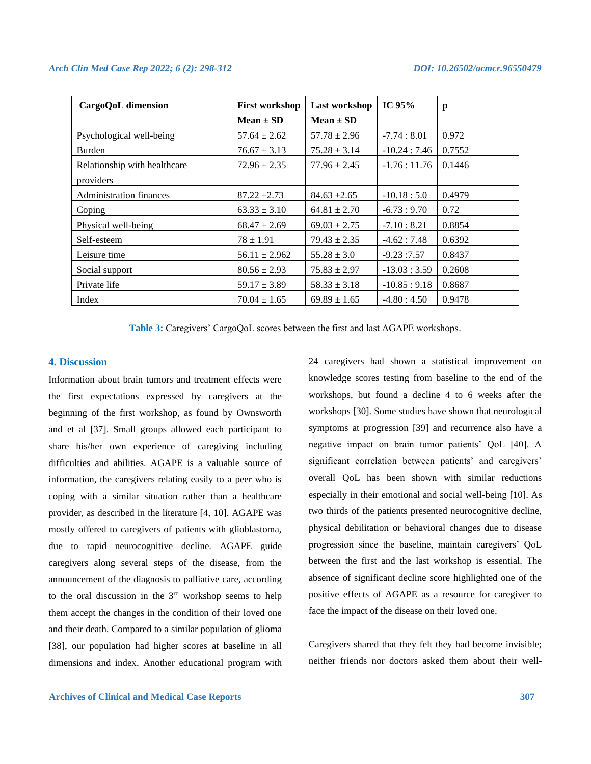| CargoQoL dimension | First workshop | Last workshop | IC 95% | p |
|---|---|---|---|---|
| | Mean ± SD | Mean ± SD | | |
| Psychological well-being | 57.64 ± 2.62 | 57.78 ± 2.96 | -7.74 : 8.01 | 0.972 |
| Burden | 76.67 ± 3.13 | 75.28 ± 3.14 | -10.24 : 7.46 | 0.7552 |
| Relationship with healthcare providers | 72.96 ± 2.35 | 77.96 ± 2.45 | -1.76 : 11.76 | 0.1446 |
| Administration finances | 87.22 ±2.73 | 84.63 ±2.65 | -10.18 : 5.0 | 0.4979 |
| Coping | 63.33 ± 3.10 | 64.81 ± 2.70 | -6.73 : 9.70 | 0.72 |
| Physical well-being | 68.47 ± 2.69 | 69.03 ± 2.75 | -7.10 : 8.21 | 0.8854 |
| Self-esteem | 78 ± 1.91 | 79.43 ± 2.35 | -4.62 : 7.48 | 0.6392 |
| Leisure time | 56.11 ± 2.962 | 55.28 ± 3.0 | -9.23 :7.57 | 0.8437 |
| Social support | 80.56 ± 2.93 | 75.83 ± 2.97 | -13.03 : 3.59 | 0.2608 |
| Private life | 59.17 ± 3.89 | 58.33 ± 3.18 | -10.85 : 9.18 | 0.8687 |
| Index | 70.04 ± 1.65 | 69.89 ± 1.65 | -4.80 : 4.50 | 0.9478 |

**Table 3:** Caregivers' CargoQoL scores between the first and last AGAPE workshops.

## 4. Discussion

Information about brain tumors and treatment effects were the first expectations expressed by caregivers at the beginning of the first workshop, as found by Ownsworth and et al [37]. Small groups allowed each participant to share his/her own experience of caregiving including difficulties and abilities. AGAPE is a valuable source of information, the caregivers relating easily to a peer who is coping with a similar situation rather than a healthcare provider, as described in the literature [4, 10]. AGAPE was mostly offered to caregivers of patients with glioblastoma, due to rapid neurocognitive decline. AGAPE guide caregivers along several steps of the disease, from the announcement of the diagnosis to palliative care, according to the oral discussion in the 3rd workshop seems to help them accept the changes in the condition of their loved one and their death. Compared to a similar population of glioma [38], our population had higher scores at baseline in all dimensions and index. Another educational program with 24 caregivers had shown a statistical improvement on knowledge scores testing from baseline to the end of the workshops, but found a decline 4 to 6 weeks after the workshops [30]. Some studies have shown that neurological symptoms at progression [39] and recurrence also have a negative impact on brain tumor patients' QoL [40]. A significant correlation between patients' and caregivers' overall QoL has been shown with similar reductions especially in their emotional and social well-being [10]. As two thirds of the patients presented neurocognitive decline, physical debilitation or behavioral changes due to disease progression since the baseline, maintain caregivers' QoL between the first and the last workshop is essential. The absence of significant decline score highlighted one of the positive effects of AGAPE as a resource for caregiver to face the impact of the disease on their loved one.

Caregivers shared that they felt they had become invisible; neither friends nor doctors asked them about their well-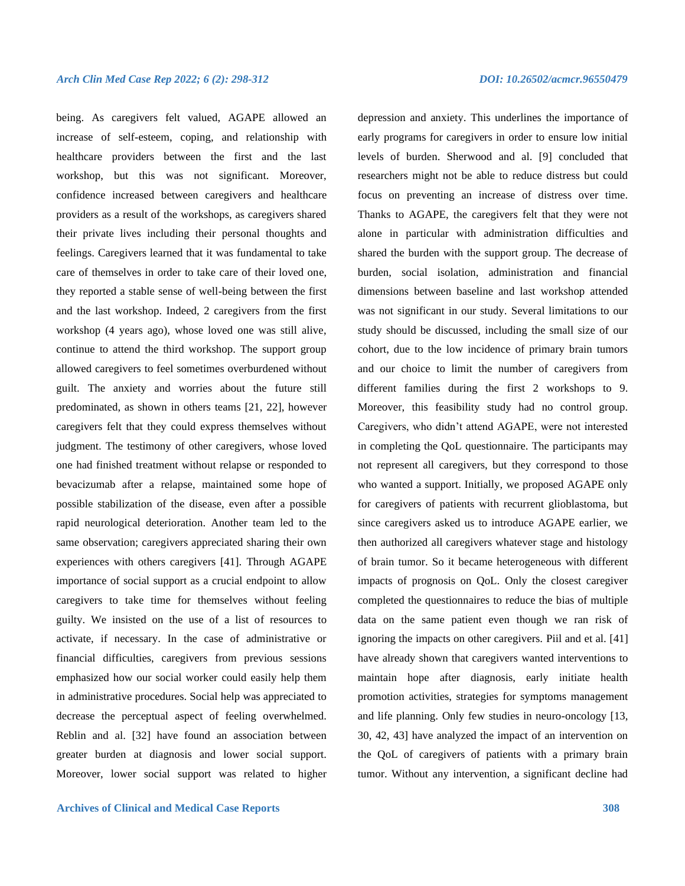being. As caregivers felt valued, AGAPE allowed an increase of self-esteem, coping, and relationship with healthcare providers between the first and the last workshop, but this was not significant. Moreover, confidence increased between caregivers and healthcare providers as a result of the workshops, as caregivers shared their private lives including their personal thoughts and feelings. Caregivers learned that it was fundamental to take care of themselves in order to take care of their loved one, they reported a stable sense of well-being between the first and the last workshop. Indeed, 2 caregivers from the first workshop (4 years ago), whose loved one was still alive, continue to attend the third workshop. The support group allowed caregivers to feel sometimes overburdened without guilt. The anxiety and worries about the future still predominated, as shown in others teams [21, 22], however caregivers felt that they could express themselves without judgment. The testimony of other caregivers, whose loved one had finished treatment without relapse or responded to bevacizumab after a relapse, maintained some hope of possible stabilization of the disease, even after a possible rapid neurological deterioration. Another team led to the same observation; caregivers appreciated sharing their own experiences with others caregivers [41]. Through AGAPE importance of social support as a crucial endpoint to allow caregivers to take time for themselves without feeling guilty. We insisted on the use of a list of resources to activate, if necessary. In the case of administrative or financial difficulties, caregivers from previous sessions emphasized how our social worker could easily help them in administrative procedures. Social help was appreciated to decrease the perceptual aspect of feeling overwhelmed. Reblin and al. [32] have found an association between greater burden at diagnosis and lower social support. Moreover, lower social support was related to higher depression and anxiety. This underlines the importance of early programs for caregivers in order to ensure low initial levels of burden. Sherwood and al. [9] concluded that researchers might not be able to reduce distress but could focus on preventing an increase of distress over time. Thanks to AGAPE, the caregivers felt that they were not alone in particular with administration difficulties and shared the burden with the support group. The decrease of burden, social isolation, administration and financial dimensions between baseline and last workshop attended was not significant in our study. Several limitations to our study should be discussed, including the small size of our cohort, due to the low incidence of primary brain tumors and our choice to limit the number of caregivers from different families during the first 2 workshops to 9. Moreover, this feasibility study had no control group. Caregivers, who didn't attend AGAPE, were not interested in completing the QoL questionnaire. The participants may not represent all caregivers, but they correspond to those who wanted a support. Initially, we proposed AGAPE only for caregivers of patients with recurrent glioblastoma, but since caregivers asked us to introduce AGAPE earlier, we then authorized all caregivers whatever stage and histology of brain tumor. So it became heterogeneous with different impacts of prognosis on QoL. Only the closest caregiver completed the questionnaires to reduce the bias of multiple data on the same patient even though we ran risk of ignoring the impacts on other caregivers. Piil and et al. [41] have already shown that caregivers wanted interventions to maintain hope after diagnosis, early initiate health promotion activities, strategies for symptoms management and life planning. Only few studies in neuro-oncology [13, 30, 42, 43] have analyzed the impact of an intervention on the QoL of caregivers of patients with a primary brain tumor. Without any intervention, a significant decline had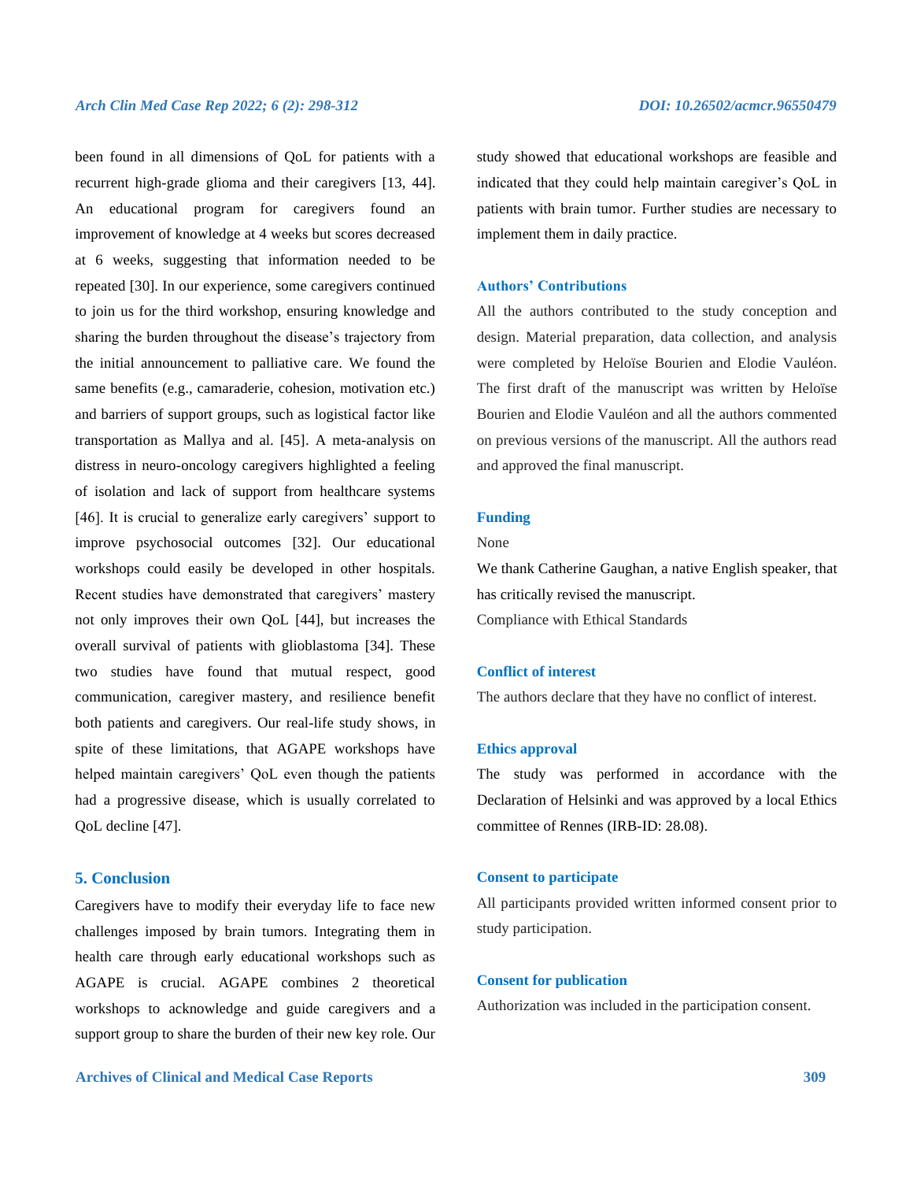been found in all dimensions of QoL for patients with a recurrent high-grade glioma and their caregivers [13, 44]. An educational program for caregivers found an improvement of knowledge at 4 weeks but scores decreased at 6 weeks, suggesting that information needed to be repeated [30]. In our experience, some caregivers continued to join us for the third workshop, ensuring knowledge and sharing the burden throughout the disease's trajectory from the initial announcement to palliative care. We found the same benefits (e.g., camaraderie, cohesion, motivation etc.) and barriers of support groups, such as logistical factor like transportation as Mallya and al. [45]. A meta-analysis on distress in neuro-oncology caregivers highlighted a feeling of isolation and lack of support from healthcare systems [46]. It is crucial to generalize early caregivers' support to improve psychosocial outcomes [32]. Our educational workshops could easily be developed in other hospitals. Recent studies have demonstrated that caregivers' mastery not only improves their own QoL [44], but increases the overall survival of patients with glioblastoma [34]. These two studies have found that mutual respect, good communication, caregiver mastery, and resilience benefit both patients and caregivers. Our real-life study shows, in spite of these limitations, that AGAPE workshops have helped maintain caregivers' QoL even though the patients had a progressive disease, which is usually correlated to QoL decline [47].

## 5. Conclusion

Caregivers have to modify their everyday life to face new challenges imposed by brain tumors. Integrating them in health care through early educational workshops such as AGAPE is crucial. AGAPE combines 2 theoretical workshops to acknowledge and guide caregivers and a support group to share the burden of their new key role. Our study showed that educational workshops are feasible and indicated that they could help maintain caregiver's QoL in patients with brain tumor. Further studies are necessary to implement them in daily practice.

## Authors' Contributions

All the authors contributed to the study conception and design. Material preparation, data collection, and analysis were completed by Heloïse Bourien and Elodie Vauléon. The first draft of the manuscript was written by Heloïse Bourien and Elodie Vauléon and all the authors commented on previous versions of the manuscript. All the authors read and approved the final manuscript.

## Funding

None

We thank Catherine Gaughan, a native English speaker, that has critically revised the manuscript.

Compliance with Ethical Standards

## Conflict of interest

The authors declare that they have no conflict of interest.

## Ethics approval

The study was performed in accordance with the Declaration of Helsinki and was approved by a local Ethics committee of Rennes (IRB-ID: 28.08).

## Consent to participate

All participants provided written informed consent prior to study participation.

## Consent for publication

Authorization was included in the participation consent.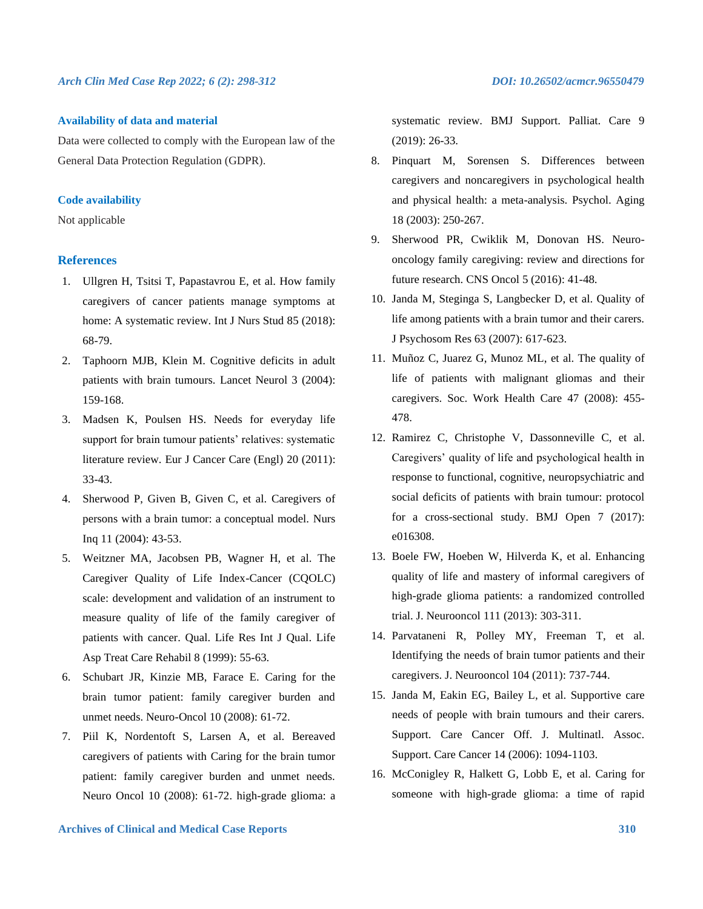### Availability of data and material

Data were collected to comply with the European law of the General Data Protection Regulation (GDPR).

### Code availability

Not applicable

## References

1. Ullgren H, Tsitsi T, Papastavrou E, et al. How family caregivers of cancer patients manage symptoms at home: A systematic review. Int J Nurs Stud 85 (2018): 68-79.
2. Taphoorn MJB, Klein M. Cognitive deficits in adult patients with brain tumours. Lancet Neurol 3 (2004): 159-168.
3. Madsen K, Poulsen HS. Needs for everyday life support for brain tumour patients' relatives: systematic literature review. Eur J Cancer Care (Engl) 20 (2011): 33-43.
4. Sherwood P, Given B, Given C, et al. Caregivers of persons with a brain tumor: a conceptual model. Nurs Inq 11 (2004): 43-53.
5. Weitzner MA, Jacobsen PB, Wagner H, et al. The Caregiver Quality of Life Index-Cancer (CQOLC) scale: development and validation of an instrument to measure quality of life of the family caregiver of patients with cancer. Qual. Life Res Int J Qual. Life Asp Treat Care Rehabil 8 (1999): 55-63.
6. Schubart JR, Kinzie MB, Farace E. Caring for the brain tumor patient: family caregiver burden and unmet needs. Neuro-Oncol 10 (2008): 61-72.
7. Piil K, Nordentoft S, Larsen A, et al. Bereaved caregivers of patients with Caring for the brain tumor patient: family caregiver burden and unmet needs. Neuro Oncol 10 (2008): 61-72. high-grade glioma: a systematic review. BMJ Support. Palliat. Care 9 (2019): 26-33.
8. Pinquart M, Sorensen S. Differences between caregivers and noncaregivers in psychological health and physical health: a meta-analysis. Psychol. Aging 18 (2003): 250-267.
9. Sherwood PR, Cwiklik M, Donovan HS. Neuro-oncology family caregiving: review and directions for future research. CNS Oncol 5 (2016): 41-48.
10. Janda M, Steginga S, Langbecker D, et al. Quality of life among patients with a brain tumor and their carers. J Psychosom Res 63 (2007): 617-623.
11. Muñoz C, Juarez G, Munoz ML, et al. The quality of life of patients with malignant gliomas and their caregivers. Soc. Work Health Care 47 (2008): 455-478.
12. Ramirez C, Christophe V, Dassonneville C, et al. Caregivers' quality of life and psychological health in response to functional, cognitive, neuropsychiatric and social deficits of patients with brain tumour: protocol for a cross-sectional study. BMJ Open 7 (2017): e016308.
13. Boele FW, Hoeben W, Hilverda K, et al. Enhancing quality of life and mastery of informal caregivers of high-grade glioma patients: a randomized controlled trial. J. Neurooncol 111 (2013): 303-311.
14. Parvataneni R, Polley MY, Freeman T, et al. Identifying the needs of brain tumor patients and their caregivers. J. Neurooncol 104 (2011): 737-744.
15. Janda M, Eakin EG, Bailey L, et al. Supportive care needs of people with brain tumours and their carers. Support. Care Cancer Off. J. Multinatl. Assoc. Support. Care Cancer 14 (2006): 1094-1103.
16. McConigley R, Halkett G, Lobb E, et al. Caring for someone with high-grade glioma: a time of rapid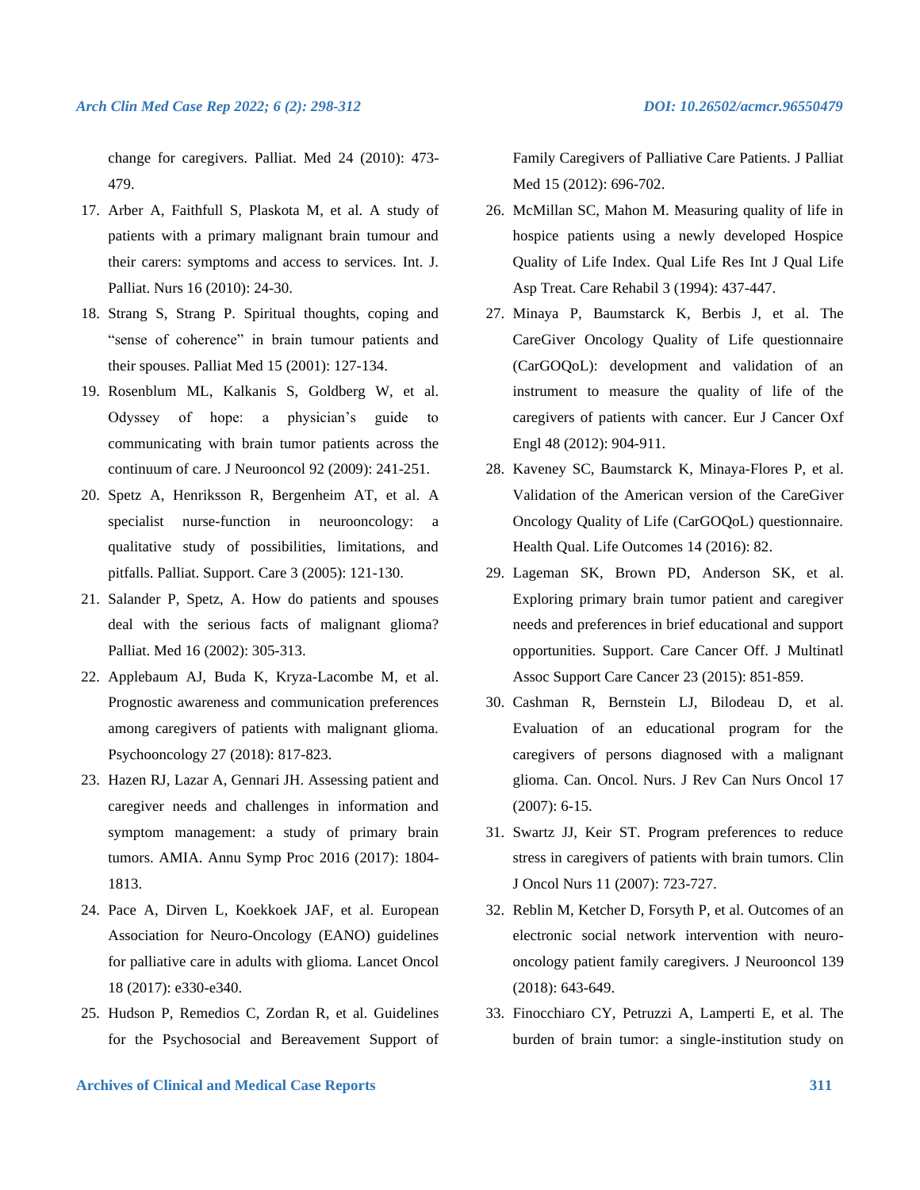change for caregivers. Palliat. Med 24 (2010): 473-479.

17. Arber A, Faithfull S, Plaskota M, et al. A study of patients with a primary malignant brain tumour and their carers: symptoms and access to services. Int. J. Palliat. Nurs 16 (2010): 24-30.
18. Strang S, Strang P. Spiritual thoughts, coping and "sense of coherence" in brain tumour patients and their spouses. Palliat Med 15 (2001): 127-134.
19. Rosenblum ML, Kalkanis S, Goldberg W, et al. Odyssey of hope: a physician's guide to communicating with brain tumor patients across the continuum of care. J Neurooncol 92 (2009): 241-251.
20. Spetz A, Henriksson R, Bergenheim AT, et al. A specialist nurse-function in neurooncology: a qualitative study of possibilities, limitations, and pitfalls. Palliat. Support. Care 3 (2005): 121-130.
21. Salander P, Spetz, A. How do patients and spouses deal with the serious facts of malignant glioma? Palliat. Med 16 (2002): 305-313.
22. Applebaum AJ, Buda K, Kryza-Lacombe M, et al. Prognostic awareness and communication preferences among caregivers of patients with malignant glioma. Psychooncology 27 (2018): 817-823.
23. Hazen RJ, Lazar A, Gennari JH. Assessing patient and caregiver needs and challenges in information and symptom management: a study of primary brain tumors. AMIA. Annu Symp Proc 2016 (2017): 1804-1813.
24. Pace A, Dirven L, Koekkoek JAF, et al. European Association for Neuro-Oncology (EANO) guidelines for palliative care in adults with glioma. Lancet Oncol 18 (2017): e330-e340.
25. Hudson P, Remedios C, Zordan R, et al. Guidelines for the Psychosocial and Bereavement Support of Family Caregivers of Palliative Care Patients. J Palliat Med 15 (2012): 696-702.
26. McMillan SC, Mahon M. Measuring quality of life in hospice patients using a newly developed Hospice Quality of Life Index. Qual Life Res Int J Qual Life Asp Treat. Care Rehabil 3 (1994): 437-447.
27. Minaya P, Baumstarck K, Berbis J, et al. The CareGiver Oncology Quality of Life questionnaire (CarGOQoL): development and validation of an instrument to measure the quality of life of the caregivers of patients with cancer. Eur J Cancer Oxf Engl 48 (2012): 904-911.
28. Kaveney SC, Baumstarck K, Minaya-Flores P, et al. Validation of the American version of the CareGiver Oncology Quality of Life (CarGOQoL) questionnaire. Health Qual. Life Outcomes 14 (2016): 82.
29. Lageman SK, Brown PD, Anderson SK, et al. Exploring primary brain tumor patient and caregiver needs and preferences in brief educational and support opportunities. Support. Care Cancer Off. J Multinatl Assoc Support Care Cancer 23 (2015): 851-859.
30. Cashman R, Bernstein LJ, Bilodeau D, et al. Evaluation of an educational program for the caregivers of persons diagnosed with a malignant glioma. Can. Oncol. Nurs. J Rev Can Nurs Oncol 17 (2007): 6-15.
31. Swartz JJ, Keir ST. Program preferences to reduce stress in caregivers of patients with brain tumors. Clin J Oncol Nurs 11 (2007): 723-727.
32. Reblin M, Ketcher D, Forsyth P, et al. Outcomes of an electronic social network intervention with neuro-oncology patient family caregivers. J Neurooncol 139 (2018): 643-649.
33. Finocchiaro CY, Petruzzi A, Lamperti E, et al. The burden of brain tumor: a single-institution study on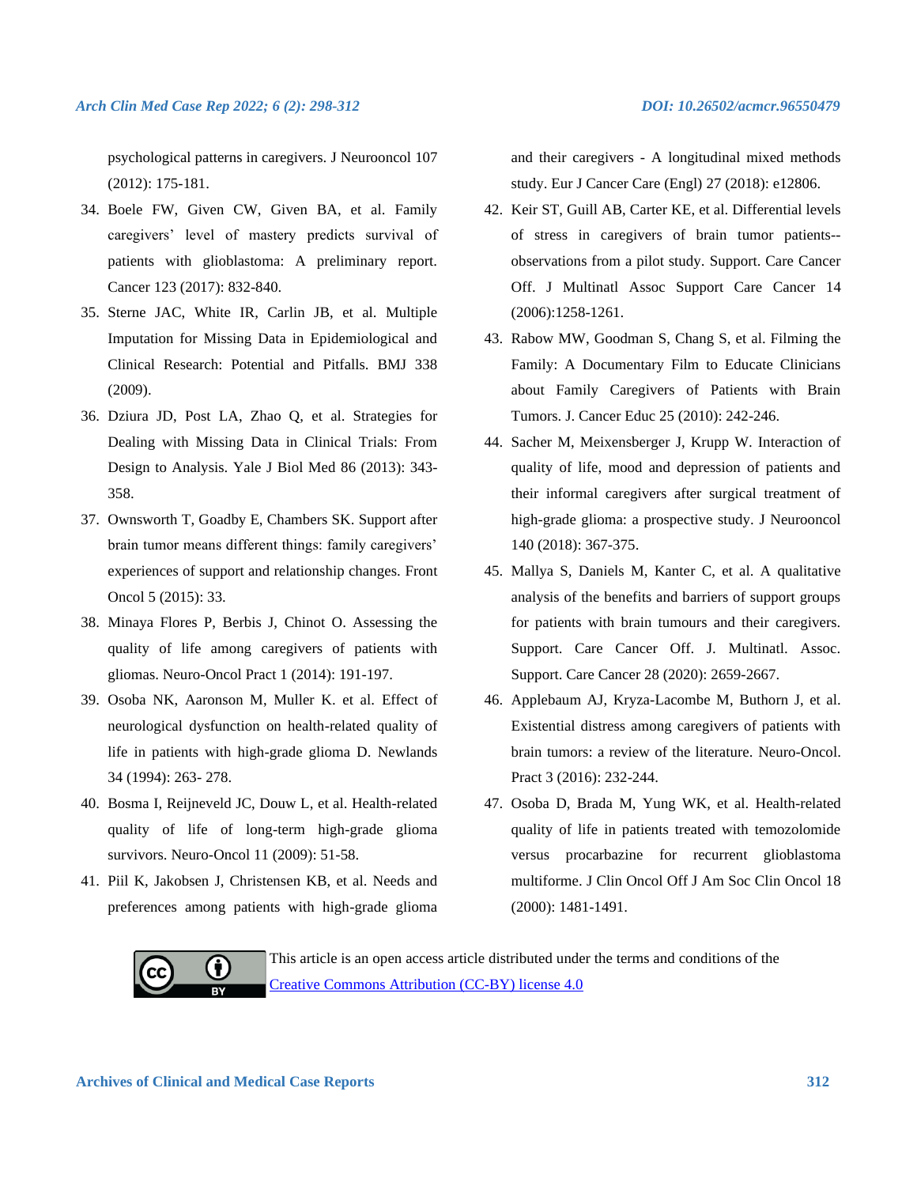psychological patterns in caregivers. J Neurooncol 107 (2012): 175-181.

34. Boele FW, Given CW, Given BA, et al. Family caregivers' level of mastery predicts survival of patients with glioblastoma: A preliminary report. Cancer 123 (2017): 832-840.
35. Sterne JAC, White IR, Carlin JB, et al. Multiple Imputation for Missing Data in Epidemiological and Clinical Research: Potential and Pitfalls. BMJ 338 (2009).
36. Dziura JD, Post LA, Zhao Q, et al. Strategies for Dealing with Missing Data in Clinical Trials: From Design to Analysis. Yale J Biol Med 86 (2013): 343-358.
37. Ownsworth T, Goadby E, Chambers SK. Support after brain tumor means different things: family caregivers' experiences of support and relationship changes. Front Oncol 5 (2015): 33.
38. Minaya Flores P, Berbis J, Chinot O. Assessing the quality of life among caregivers of patients with gliomas. Neuro-Oncol Pract 1 (2014): 191-197.
39. Osoba NK, Aaronson M, Muller K. et al. Effect of neurological dysfunction on health-related quality of life in patients with high-grade glioma D. Newlands 34 (1994): 263- 278.
40. Bosma I, Reijneveld JC, Douw L, et al. Health-related quality of life of long-term high-grade glioma survivors. Neuro-Oncol 11 (2009): 51-58.
41. Piil K, Jakobsen J, Christensen KB, et al. Needs and preferences among patients with high-grade glioma and their caregivers - A longitudinal mixed methods study. Eur J Cancer Care (Engl) 27 (2018): e12806.
42. Keir ST, Guill AB, Carter KE, et al. Differential levels of stress in caregivers of brain tumor patients--observations from a pilot study. Support. Care Cancer Off. J Multinatl Assoc Support Care Cancer 14 (2006):1258-1261.
43. Rabow MW, Goodman S, Chang S, et al. Filming the Family: A Documentary Film to Educate Clinicians about Family Caregivers of Patients with Brain Tumors. J. Cancer Educ 25 (2010): 242-246.
44. Sacher M, Meixensberger J, Krupp W. Interaction of quality of life, mood and depression of patients and their informal caregivers after surgical treatment of high-grade glioma: a prospective study. J Neurooncol 140 (2018): 367-375.
45. Mallya S, Daniels M, Kanter C, et al. A qualitative analysis of the benefits and barriers of support groups for patients with brain tumours and their caregivers. Support. Care Cancer Off. J. Multinatl. Assoc. Support. Care Cancer 28 (2020): 2659-2667.
46. Applebaum AJ, Kryza-Lacombe M, Buthorn J, et al. Existential distress among caregivers of patients with brain tumors: a review of the literature. Neuro-Oncol. Pract 3 (2016): 232-244.
47. Osoba D, Brada M, Yung WK, et al. Health-related quality of life in patients treated with temozolomide versus procarbazine for recurrent glioblastoma multiforme. J Clin Oncol Off J Am Soc Clin Oncol 18 (2000): 1481-1491.

This article is an open access article distributed under the terms and conditions of the [Creative Commons Attribution (CC-BY) license 4.0]